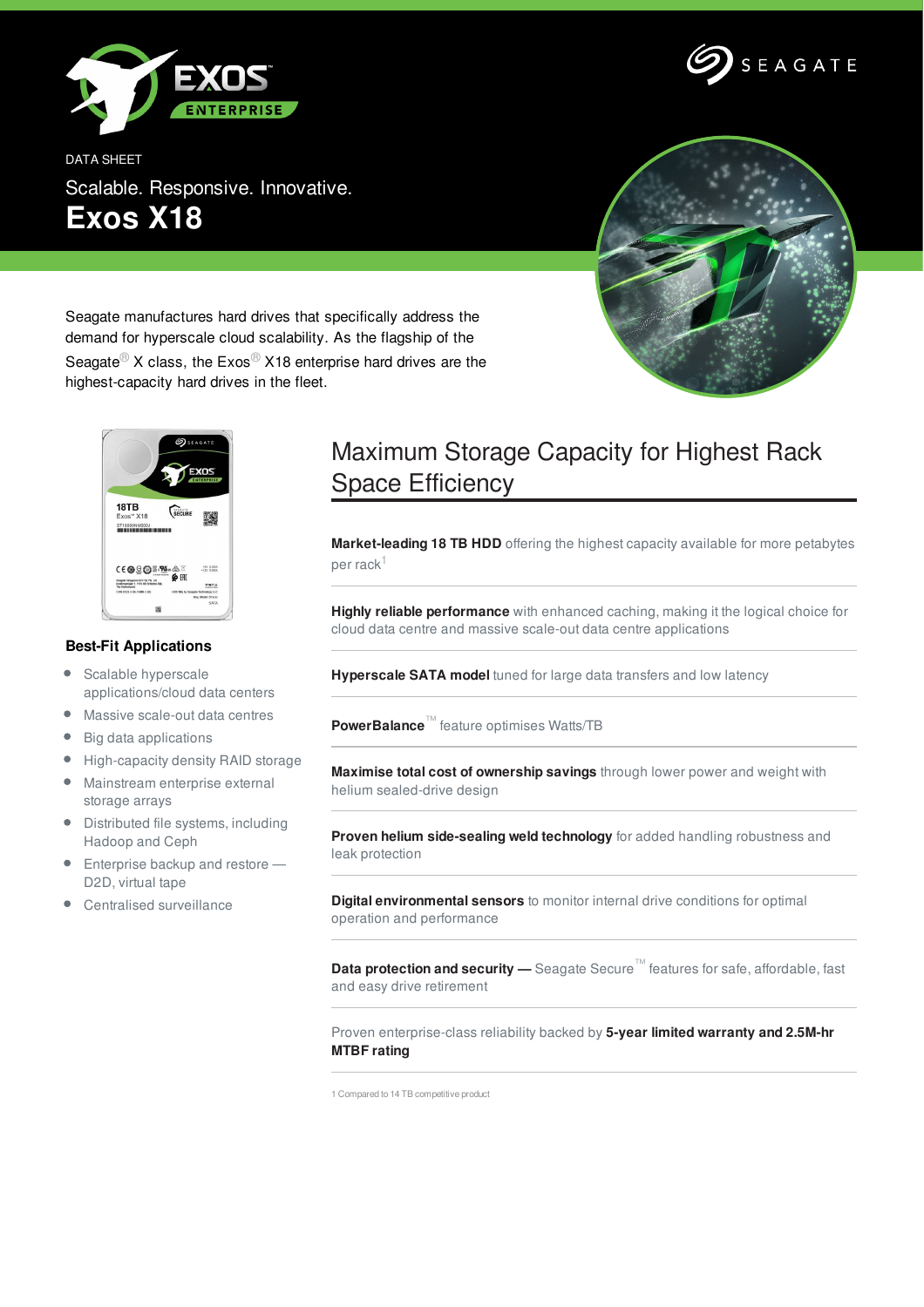DATA SHEET

Scalable. Responsive. Innovative.

# Exos X18

Seagate manufactures hard drives that specifically address the demand for hyperscale cloud scalability. As the flagship of the Seagate® X class, the Exos® X18 enterprise hard drives are the highest-capacity hard drives in the fleet.

### Best-Fit Applications

- Scalable hyperscale applications/cloud data centers
- Massive scale-out data centres
- Big data applications
- High-capacity density RAID storage
- Mainstream enterprise external storage arrays
- Distributed file systems, including Hadoop and Ceph
- Enterprise backup and restore — D2D, virtual tape
- Centralised surveillance

## Maximum Storage Capacity for Highest Rack Space Efficiency

**Market-leading 18 TB HDD** offering the highest capacity available for more petabytes per rack[1]

**Highly reliable performance** with enhanced caching, making it the logical choice for cloud data centre and massive scale-out data centre applications

**Hyperscale SATA model** tuned for large data transfers and low latency

**PowerBalance**™ feature optimises Watts/TB

**Maximise total cost of ownership savings** through lower power and weight with helium sealed-drive design

**Proven helium side-sealing weld technology** for added handling robustness and leak protection

**Digital environmental sensors** to monitor internal drive conditions for optimal operation and performance

**Data protection and security —** Seagate Secure™ features for safe, affordable, fast and easy drive retirement

Proven enterprise-class reliability backed by **5-year limited warranty and 2.5M-hr MTBF rating**

1 Compared to 14 TB competitive product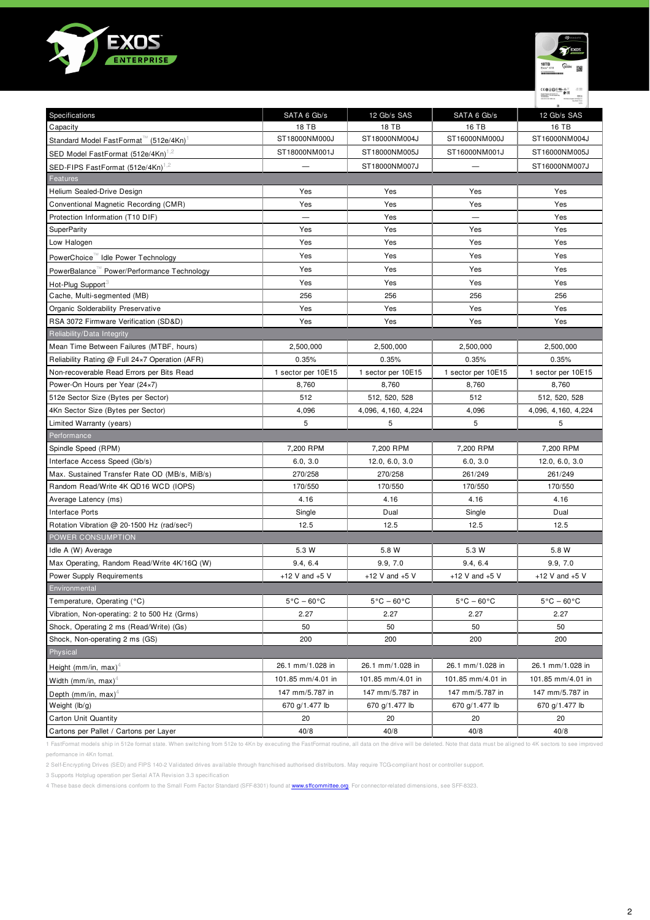| Specifications | SATA 6 Gb/s | 12 Gb/s SAS | SATA 6 Gb/s | 12 Gb/s SAS |
|---|---|---|---|---|
| Capacity | 18 TB | 18 TB | 16 TB | 16 TB |
| Standard Model FastFormat™ (512e/4Kn)[1] | ST18000NM000J | ST18000NM004J | ST16000NM000J | ST16000NM004J |
| SED Model FastFormat (512e/4Kn)[1,2] | ST18000NM001J | ST18000NM005J | ST16000NM001J | ST16000NM005J |
| SED-FIPS FastFormat (512e/4Kn)[1,2] | — | ST18000NM007J | — | ST16000NM007J |
| **Features** | | | | |
| Helium Sealed-Drive Design | Yes | Yes | Yes | Yes |
| Conventional Magnetic Recording (CMR) | Yes | Yes | Yes | Yes |
| Protection Information (T10 DIF) | — | Yes | — | Yes |
| SuperParity | Yes | Yes | Yes | Yes |
| Low Halogen | Yes | Yes | Yes | Yes |
| PowerChoice™ Idle Power Technology | Yes | Yes | Yes | Yes |
| PowerBalance™ Power/Performance Technology | Yes | Yes | Yes | Yes |
| Hot-Plug Support[3] | Yes | Yes | Yes | Yes |
| Cache, Multi-segmented (MB) | 256 | 256 | 256 | 256 |
| Organic Solderability Preservative | Yes | Yes | Yes | Yes |
| RSA 3072 Firmware Verification (SD&D) | Yes | Yes | Yes | Yes |
| **Reliability/Data Integrity** | | | | |
| Mean Time Between Failures (MTBF, hours) | 2,500,000 | 2,500,000 | 2,500,000 | 2,500,000 |
| Reliability Rating @ Full 24×7 Operation (AFR) | 0.35% | 0.35% | 0.35% | 0.35% |
| Non-recoverable Read Errors per Bits Read | 1 sector per 10E15 | 1 sector per 10E15 | 1 sector per 10E15 | 1 sector per 10E15 |
| Power-On Hours per Year (24×7) | 8,760 | 8,760 | 8,760 | 8,760 |
| 512e Sector Size (Bytes per Sector) | 512 | 512, 520, 528 | 512 | 512, 520, 528 |
| 4Kn Sector Size (Bytes per Sector) | 4,096 | 4,096, 4,160, 4,224 | 4,096 | 4,096, 4,160, 4,224 |
| Limited Warranty (years) | 5 | 5 | 5 | 5 |
| **Performance** | | | | |
| Spindle Speed (RPM) | 7,200 RPM | 7,200 RPM | 7,200 RPM | 7,200 RPM |
| Interface Access Speed (Gb/s) | 6.0, 3.0 | 12.0, 6.0, 3.0 | 6.0, 3.0 | 12.0, 6.0, 3.0 |
| Max. Sustained Transfer Rate OD (MB/s, MiB/s) | 270/258 | 270/258 | 261/249 | 261/249 |
| Random Read/Write 4K QD16 WCD (IOPS) | 170/550 | 170/550 | 170/550 | 170/550 |
| Average Latency (ms) | 4.16 | 4.16 | 4.16 | 4.16 |
| Interface Ports | Single | Dual | Single | Dual |
| Rotation Vibration @ 20-1500 Hz (rad/sec²) | 12.5 | 12.5 | 12.5 | 12.5 |
| **POWER CONSUMPTION** | | | | |
| Idle A (W) Average | 5.3 W | 5.8 W | 5.3 W | 5.8 W |
| Max Operating, Random Read/Write 4K/16Q (W) | 9.4, 6.4 | 9.9, 7.0 | 9.4, 6.4 | 9.9, 7.0 |
| Power Supply Requirements | +12 V and +5 V | +12 V and +5 V | +12 V and +5 V | +12 V and +5 V |
| **Environmental** | | | | |
| Temperature, Operating (°C) | 5°C – 60°C | 5°C – 60°C | 5°C – 60°C | 5°C – 60°C |
| Vibration, Non-operating: 2 to 500 Hz (Grms) | 2.27 | 2.27 | 2.27 | 2.27 |
| Shock, Operating 2 ms (Read/Write) (Gs) | 50 | 50 | 50 | 50 |
| Shock, Non-operating 2 ms (GS) | 200 | 200 | 200 | 200 |
| **Physical** | | | | |
| Height (mm/in, max)[4] | 26.1 mm/1.028 in | 26.1 mm/1.028 in | 26.1 mm/1.028 in | 26.1 mm/1.028 in |
| Width (mm/in, max)[4] | 101.85 mm/4.01 in | 101.85 mm/4.01 in | 101.85 mm/4.01 in | 101.85 mm/4.01 in |
| Depth (mm/in, max)[4] | 147 mm/5.787 in | 147 mm/5.787 in | 147 mm/5.787 in | 147 mm/5.787 in |
| Weight (lb/g) | 670 g/1.477 lb | 670 g/1.477 lb | 670 g/1.477 lb | 670 g/1.477 lb |
| Carton Unit Quantity | 20 | 20 | 20 | 20 |
| Cartons per Pallet / Cartons per Layer | 40/8 | 40/8 | 40/8 | 40/8 |

1 FastFormat models ship in 512e format state. When switching from 512e to 4Kn by executing the FastFormat routine, all data on the drive will be deleted. Note that data must be aligned to 4K sectors to see improved performance in 4Kn format.

2 Self-Encrypting Drives (SED) and FIPS 140-2 Validated drives available through franchised authorised distributors. May require TCG-compliant host or controller support.

3 Supports Hotplug operation per Serial ATA Revision 3.3 specification

4 These base deck dimensions conform to the Small Form Factor Standard (SFF-8301) found at www.sffcommittee.org. For connector-related dimensions, see SFF-8323.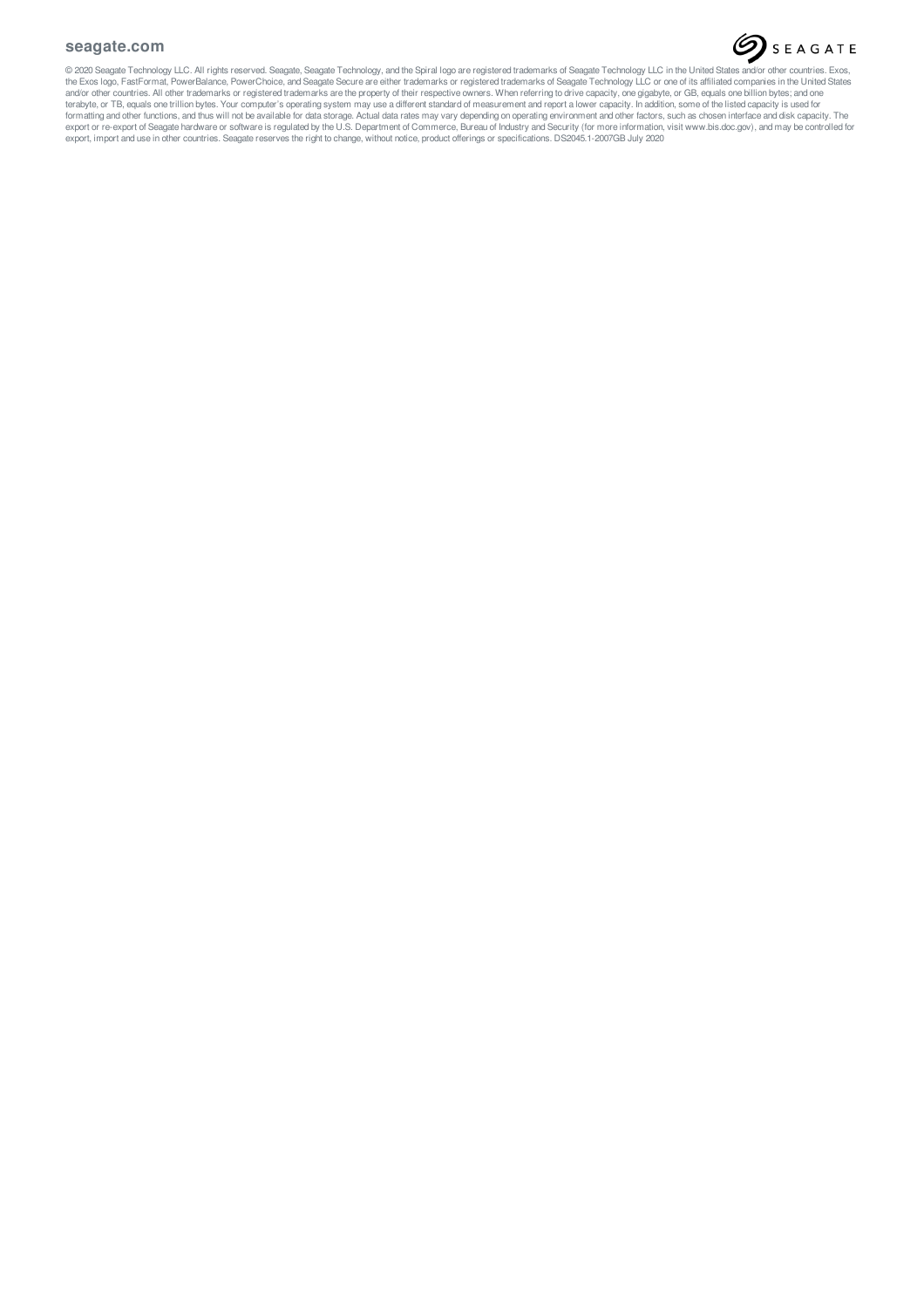**seagate.com**

SEAGATE

© 2020 Seagate Technology LLC. All rights reserved. Seagate, Seagate Technology, and the Spiral logo are registered trademarks of Seagate Technology LLC in the United States and/or other countries. Exos, the Exos logo, FastFormat, PowerBalance, PowerChoice, and Seagate Secure are either trademarks or registered trademarks of Seagate Technology LLC or one of its affiliated companies in the United States and/or other countries. All other trademarks or registered trademarks are the property of their respective owners. When referring to drive capacity, one gigabyte, or GB, equals one billion bytes; and one terabyte, or TB, equals one trillion bytes. Your computer's operating system may use a different standard of measurement and report a lower capacity. In addition, some of the listed capacity is used for formatting and other functions, and thus will not be available for data storage. Actual data rates may vary depending on operating environment and other factors, such as chosen interface and disk capacity. The export or re-export of Seagate hardware or software is regulated by the U.S. Department of Commerce, Bureau of Industry and Security (for more information, visit www.bis.doc.gov), and may be controlled for export, import and use in other countries. Seagate reserves the right to change, without notice, product offerings or specifications. DS2045.1-2007GB July 2020